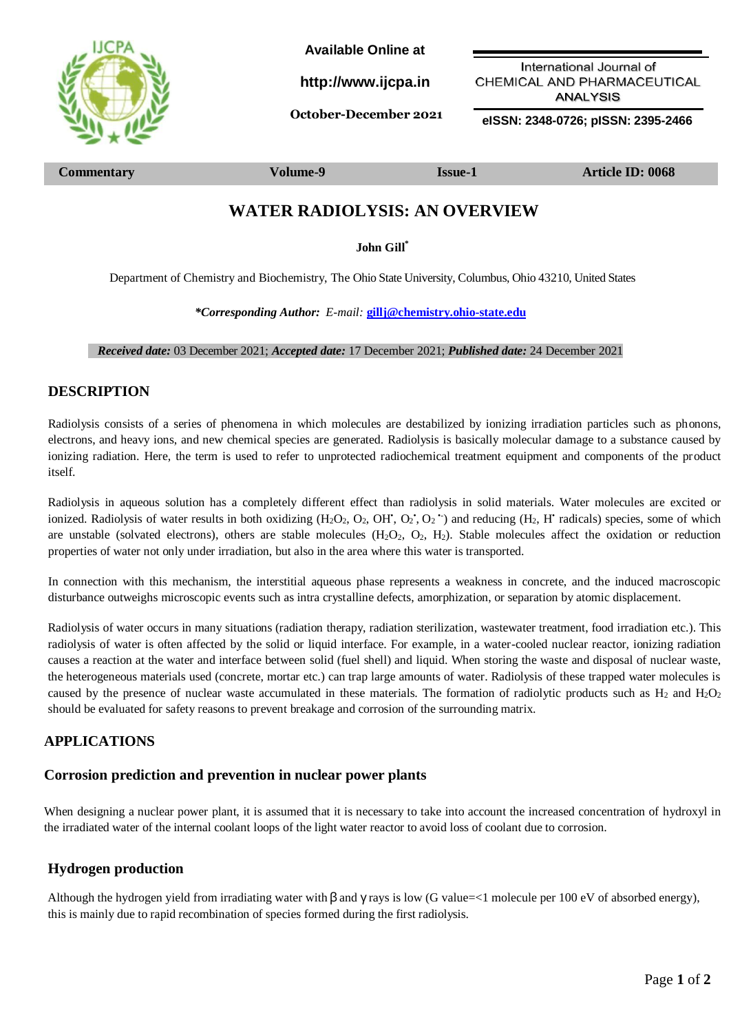Commentary | Volume-9 | Issue-1 | Article ID: 0068

# WATER RADIOLYSIS: AN OVERVIEW

**John Gill***

Department of Chemistry and Biochemistry, The Ohio State University, Columbus, Ohio 43210, United States

***Corresponding Author:** *E-mail:* gillj@chemistry.ohio-state.edu

***Received date:*** 03 December 2021; ***Accepted date:*** 17 December 2021; ***Published date:*** 24 December 2021

## DESCRIPTION

Radiolysis consists of a series of phenomena in which molecules are destabilized by ionizing irradiation particles such as phonons, electrons, and heavy ions, and new chemical species are generated. Radiolysis is basically molecular damage to a substance caused by ionizing radiation. Here, the term is used to refer to unprotected radiochemical treatment equipment and components of the product itself.

Radiolysis in aqueous solution has a completely different effect than radiolysis in solid materials. Water molecules are excited or ionized. Radiolysis of water results in both oxidizing ($H_2O_2$, $O_2$, $OH^{\bullet}$, $O_2^{\bullet}$, $O_2^{\bullet-}$) and reducing ($H_2$, $H^{\bullet}$ radicals) species, some of which are unstable (solvated electrons), others are stable molecules ($H_2O_2$, $O_2$, $H_2$). Stable molecules affect the oxidation or reduction properties of water not only under irradiation, but also in the area where this water is transported.

In connection with this mechanism, the interstitial aqueous phase represents a weakness in concrete, and the induced macroscopic disturbance outweighs microscopic events such as intra crystalline defects, amorphization, or separation by atomic displacement.

Radiolysis of water occurs in many situations (radiation therapy, radiation sterilization, wastewater treatment, food irradiation etc.). This radiolysis of water is often affected by the solid or liquid interface. For example, in a water-cooled nuclear reactor, ionizing radiation causes a reaction at the water and interface between solid (fuel shell) and liquid. When storing the waste and disposal of nuclear waste, the heterogeneous materials used (concrete, mortar etc.) can trap large amounts of water. Radiolysis of these trapped water molecules is caused by the presence of nuclear waste accumulated in these materials. The formation of radiolytic products such as $H_2$ and $H_2O_2$ should be evaluated for safety reasons to prevent breakage and corrosion of the surrounding matrix.

## APPLICATIONS

### Corrosion prediction and prevention in nuclear power plants

When designing a nuclear power plant, it is assumed that it is necessary to take into account the increased concentration of hydroxyl in the irradiated water of the internal coolant loops of the light water reactor to avoid loss of coolant due to corrosion.

### Hydrogen production

Although the hydrogen yield from irradiating water with $\beta$ and $\gamma$ rays is low (G value=<1 molecule per 100 eV of absorbed energy), this is mainly due to rapid recombination of species formed during the first radiolysis.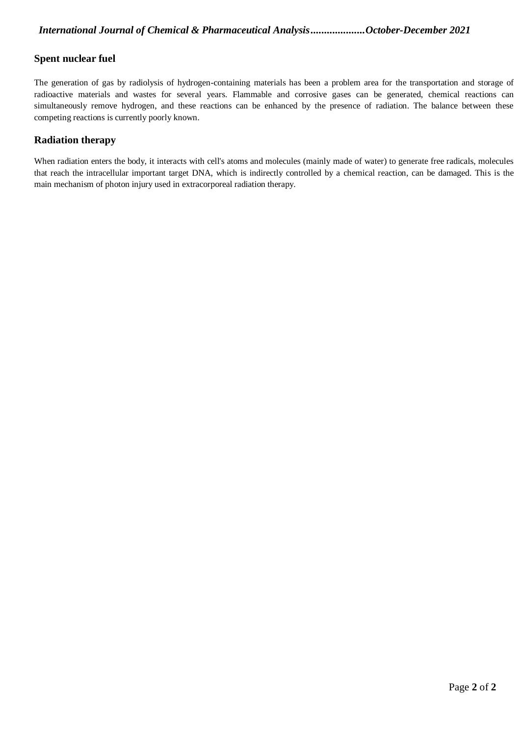## Spent nuclear fuel

The generation of gas by radiolysis of hydrogen-containing materials has been a problem area for the transportation and storage of radioactive materials and wastes for several years. Flammable and corrosive gases can be generated, chemical reactions can simultaneously remove hydrogen, and these reactions can be enhanced by the presence of radiation. The balance between these competing reactions is currently poorly known.

## Radiation therapy

When radiation enters the body, it interacts with cell's atoms and molecules (mainly made of water) to generate free radicals, molecules that reach the intracellular important target DNA, which is indirectly controlled by a chemical reaction, can be damaged. This is the main mechanism of photon injury used in extracorporeal radiation therapy.